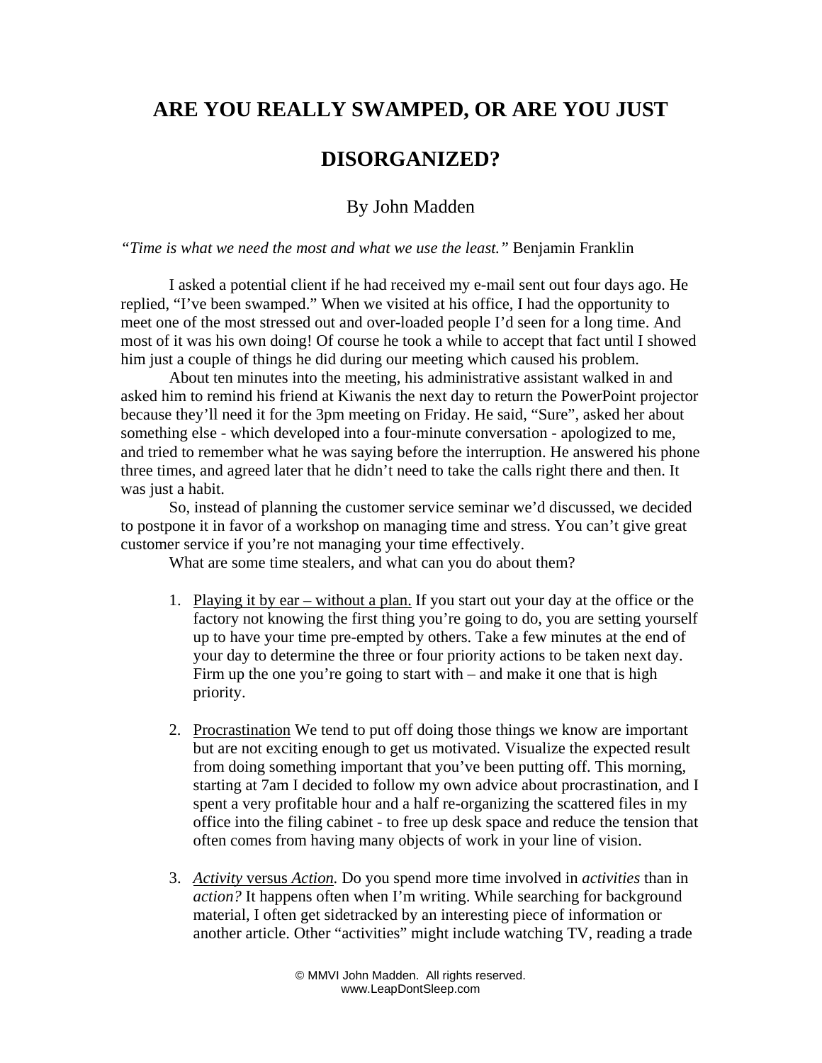# ARE YOU REALLY SWAMPED, OR ARE YOU JUST DISORGANIZED?

By John Madden

*"Time is what we need the most and what we use the least."* Benjamin Franklin

I asked a potential client if he had received my e-mail sent out four days ago. He replied, "I've been swamped." When we visited at his office, I had the opportunity to meet one of the most stressed out and over-loaded people I'd seen for a long time. And most of it was his own doing! Of course he took a while to accept that fact until I showed him just a couple of things he did during our meeting which caused his problem.

About ten minutes into the meeting, his administrative assistant walked in and asked him to remind his friend at Kiwanis the next day to return the PowerPoint projector because they'll need it for the 3pm meeting on Friday. He said, "Sure", asked her about something else - which developed into a four-minute conversation - apologized to me, and tried to remember what he was saying before the interruption. He answered his phone three times, and agreed later that he didn't need to take the calls right there and then. It was just a habit.

So, instead of planning the customer service seminar we'd discussed, we decided to postpone it in favor of a workshop on managing time and stress. You can't give great customer service if you're not managing your time effectively.

What are some time stealers, and what can you do about them?

1. Playing it by ear – without a plan. If you start out your day at the office or the factory not knowing the first thing you're going to do, you are setting yourself up to have your time pre-empted by others. Take a few minutes at the end of your day to determine the three or four priority actions to be taken next day. Firm up the one you're going to start with – and make it one that is high priority.

2. Procrastination We tend to put off doing those things we know are important but are not exciting enough to get us motivated. Visualize the expected result from doing something important that you've been putting off. This morning, starting at 7am I decided to follow my own advice about procrastination, and I spent a very profitable hour and a half re-organizing the scattered files in my office into the filing cabinet - to free up desk space and reduce the tension that often comes from having many objects of work in your line of vision.

3. *Activity* versus *Action.* Do you spend more time involved in *activities* than in *action?* It happens often when I'm writing. While searching for background material, I often get sidetracked by an interesting piece of information or another article. Other "activities" might include watching TV, reading a trade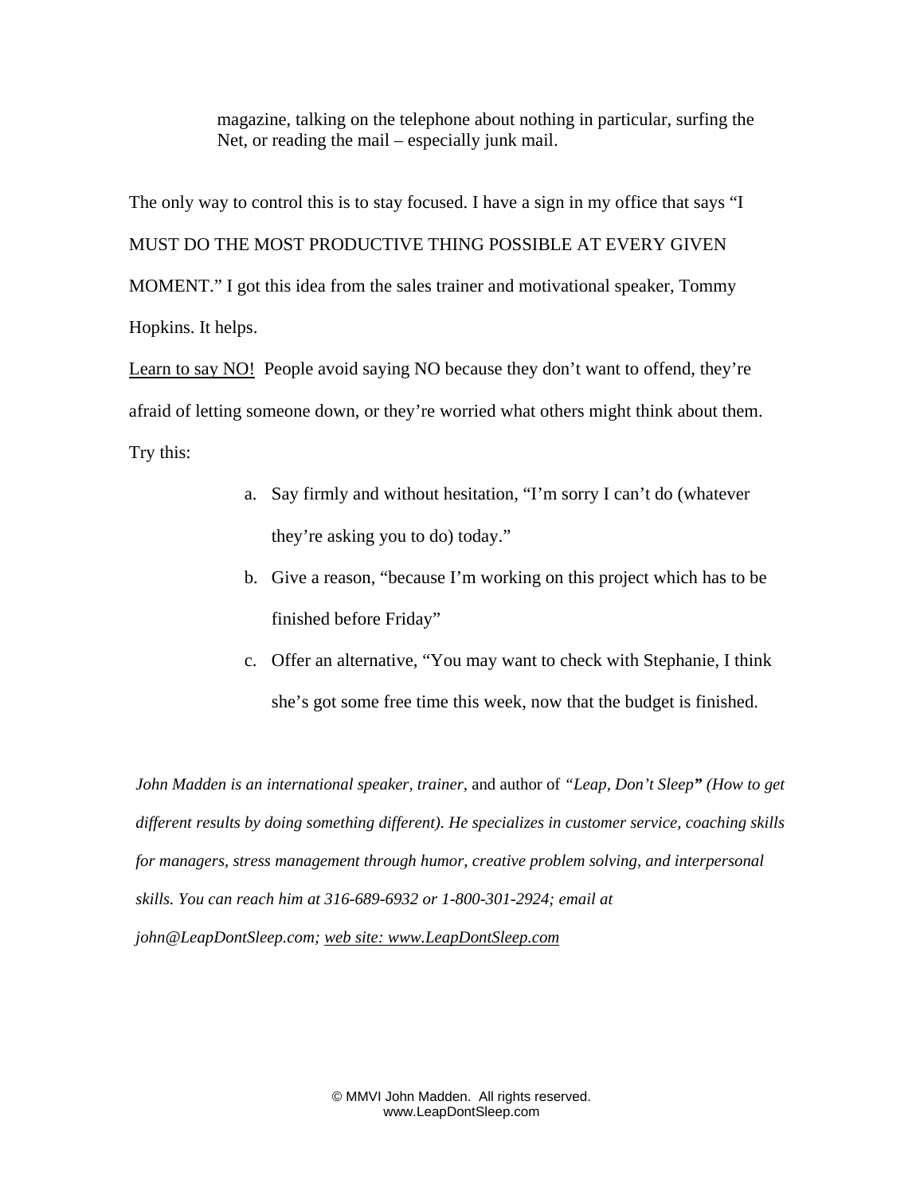magazine, talking on the telephone about nothing in particular, surfing the Net, or reading the mail – especially junk mail.

The only way to control this is to stay focused. I have a sign in my office that says "I MUST DO THE MOST PRODUCTIVE THING POSSIBLE AT EVERY GIVEN MOMENT." I got this idea from the sales trainer and motivational speaker, Tommy Hopkins. It helps.

Learn to say NO! People avoid saying NO because they don't want to offend, they're afraid of letting someone down, or they're worried what others might think about them. Try this:

a. Say firmly and without hesitation, "I'm sorry I can't do (whatever they're asking you to do) today."
b. Give a reason, "because I'm working on this project which has to be finished before Friday"
c. Offer an alternative, "You may want to check with Stephanie, I think she's got some free time this week, now that the budget is finished.

*John Madden is an international speaker, trainer,* and author of *"Leap, Don't Sleep"* *(How to get different results by doing something different). He specializes in customer service, coaching skills for managers, stress management through humor, creative problem solving, and interpersonal skills. You can reach him at 316-689-6932 or 1-800-301-2924; email at john@LeapDontSleep.com; web site: www.LeapDontSleep.com*

© MMVI John Madden. All rights reserved.
www.LeapDontSleep.com